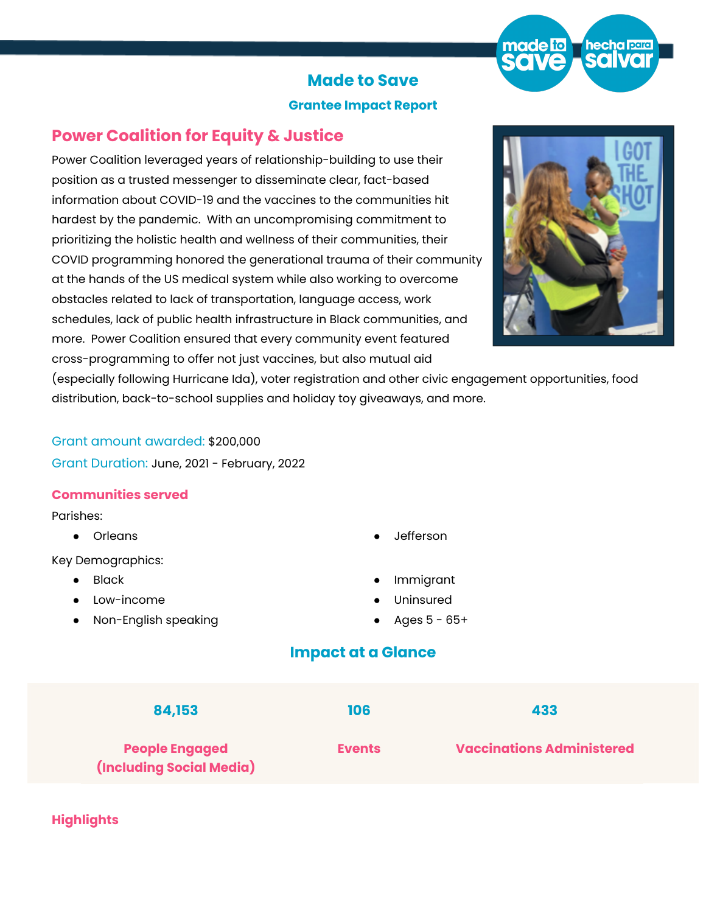# Made to Save

## Grantee Impact Report

## Power Coalition for Equity & Justice

Power Coalition leveraged years of relationship-building to use their position as a trusted messenger to disseminate clear, fact-based information about COVID-19 and the vaccines to the communities hit hardest by the pandemic. With an uncompromising commitment to prioritizing the holistic health and wellness of their communities, their COVID programming honored the generational trauma of their community at the hands of the US medical system while also working to overcome obstacles related to lack of transportation, language access, work schedules, lack of public health infrastructure in Black communities, and more. Power Coalition ensured that every community event featured cross-programming to offer not just vaccines, but also mutual aid (especially following Hurricane Ida), voter registration and other civic engagement opportunities, food distribution, back-to-school supplies and holiday toy giveaways, and more.

Grant amount awarded: $200,000

Grant Duration: June, 2021 - February, 2022

### Communities served

Parishes:

- Orleans
- Jefferson

Key Demographics:

- Black
- Low-income
- Non-English speaking
- Immigrant
- Uninsured
- Ages 5 - 65+

## Impact at a Glance

| 84,153 | 106 | 433 |
|---|---|---|
| People Engaged (Including Social Media) | Events | Vaccinations Administered |

### Highlights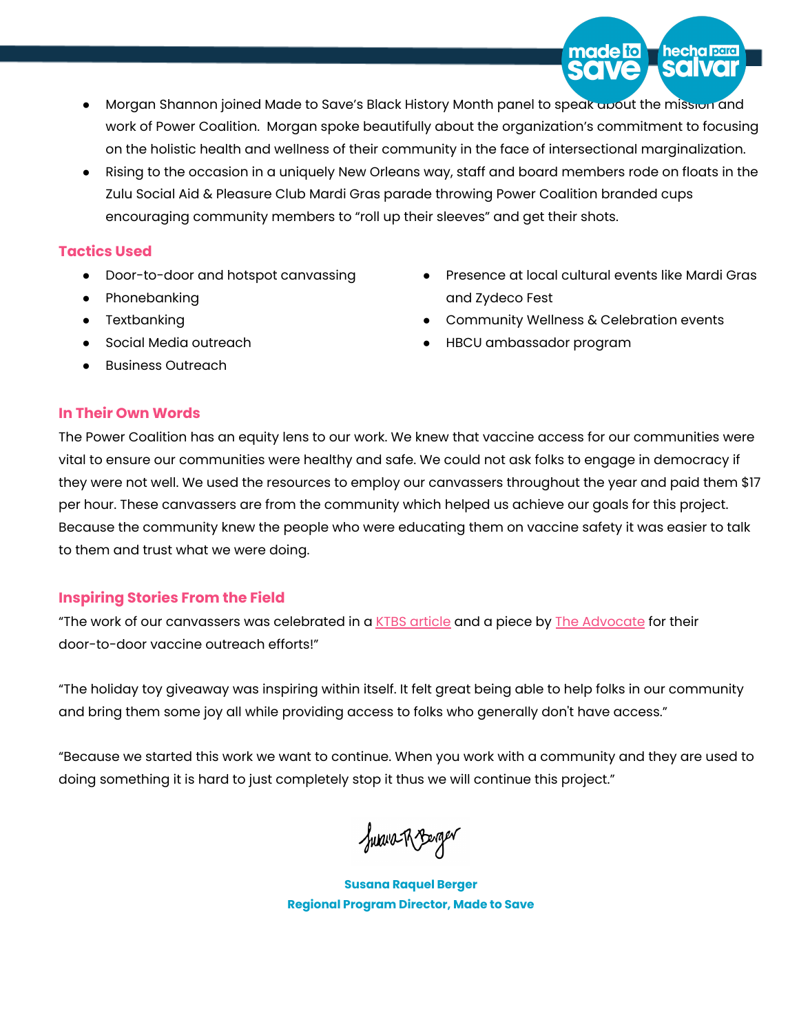- Morgan Shannon joined Made to Save's Black History Month panel to speak about the mission and work of Power Coalition. Morgan spoke beautifully about the organization's commitment to focusing on the holistic health and wellness of their community in the face of intersectional marginalization.
- Rising to the occasion in a uniquely New Orleans way, staff and board members rode on floats in the Zulu Social Aid & Pleasure Club Mardi Gras parade throwing Power Coalition branded cups encouraging community members to "roll up their sleeves" and get their shots.

## Tactics Used

- Door-to-door and hotspot canvassing
- Phonebanking
- Textbanking
- Social Media outreach
- Business Outreach
- Presence at local cultural events like Mardi Gras and Zydeco Fest
- Community Wellness & Celebration events
- HBCU ambassador program

## In Their Own Words

The Power Coalition has an equity lens to our work. We knew that vaccine access for our communities were vital to ensure our communities were healthy and safe. We could not ask folks to engage in democracy if they were not well. We used the resources to employ our canvassers throughout the year and paid them $17 per hour. These canvassers are from the community which helped us achieve our goals for this project. Because the community knew the people who were educating them on vaccine safety it was easier to talk to them and trust what we were doing.

## Inspiring Stories From the Field

"The work of our canvassers was celebrated in a KTBS article and a piece by The Advocate for their door-to-door vaccine outreach efforts!"

"The holiday toy giveaway was inspiring within itself. It felt great being able to help folks in our community and bring them some joy all while providing access to folks who generally don't have access."

"Because we started this work we want to continue. When you work with a community and they are used to doing something it is hard to just completely stop it thus we will continue this project."

**Susana Raquel Berger**
**Regional Program Director, Made to Save**